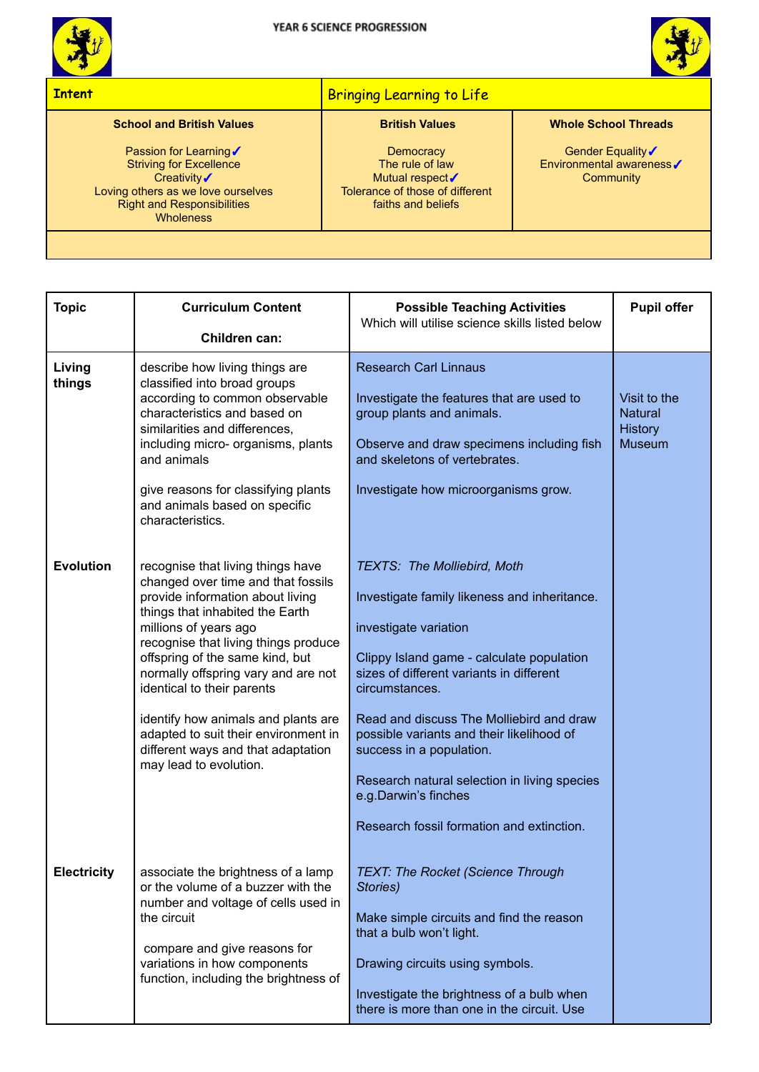# YEAR 6 SCIENCE PROGRESSION

| Intent | Bringing Learning to Life | |
|---|---|---|
| **School and British Values**<br><br>Passion for Learning✓<br>Striving for Excellence<br>Creativity✓<br>Loving others as we love ourselves<br>Right and Responsibilities<br>Wholeness | **British Values**<br><br>Democracy<br>The rule of law<br>Mutual respect✓<br>Tolerance of those of different faiths and beliefs | **Whole School Threads**<br><br>Gender Equality✓<br>Environmental awareness✓<br>Community |

| Topic | Curriculum Content<br><br>Children can: | Possible Teaching Activities<br>Which will utilise science skills listed below | Pupil offer |
|---|---|---|---|
| **Living things** | describe how living things are classified into broad groups according to common observable characteristics and based on similarities and differences, including micro- organisms, plants and animals<br><br>give reasons for classifying plants and animals based on specific characteristics. | Research Carl Linnaus<br><br>Investigate the features that are used to group plants and animals.<br><br>Observe and draw specimens including fish and skeletons of vertebrates.<br><br>Investigate how microorganisms grow. | Visit to the Natural History Museum |
| **Evolution** | recognise that living things have changed over time and that fossils provide information about living things that inhabited the Earth millions of years ago<br>recognise that living things produce offspring of the same kind, but normally offspring vary and are not identical to their parents<br><br>identify how animals and plants are adapted to suit their environment in different ways and that adaptation may lead to evolution. | *TEXTS: The Molliebird, Moth*<br><br>Investigate family likeness and inheritance.<br><br>investigate variation<br><br>Clippy Island game - calculate population sizes of different variants in different circumstances.<br><br>Read and discuss The Molliebird and draw possible variants and their likelihood of success in a population.<br><br>Research natural selection in living species e.g.Darwin's finches<br><br>Research fossil formation and extinction. | |
| **Electricity** | associate the brightness of a lamp or the volume of a buzzer with the number and voltage of cells used in the circuit<br><br>compare and give reasons for variations in how components function, including the brightness of | *TEXT: The Rocket (Science Through Stories)*<br><br>Make simple circuits and find the reason that a bulb won't light.<br><br>Drawing circuits using symbols.<br><br>Investigate the brightness of a bulb when there is more than one in the circuit. Use | |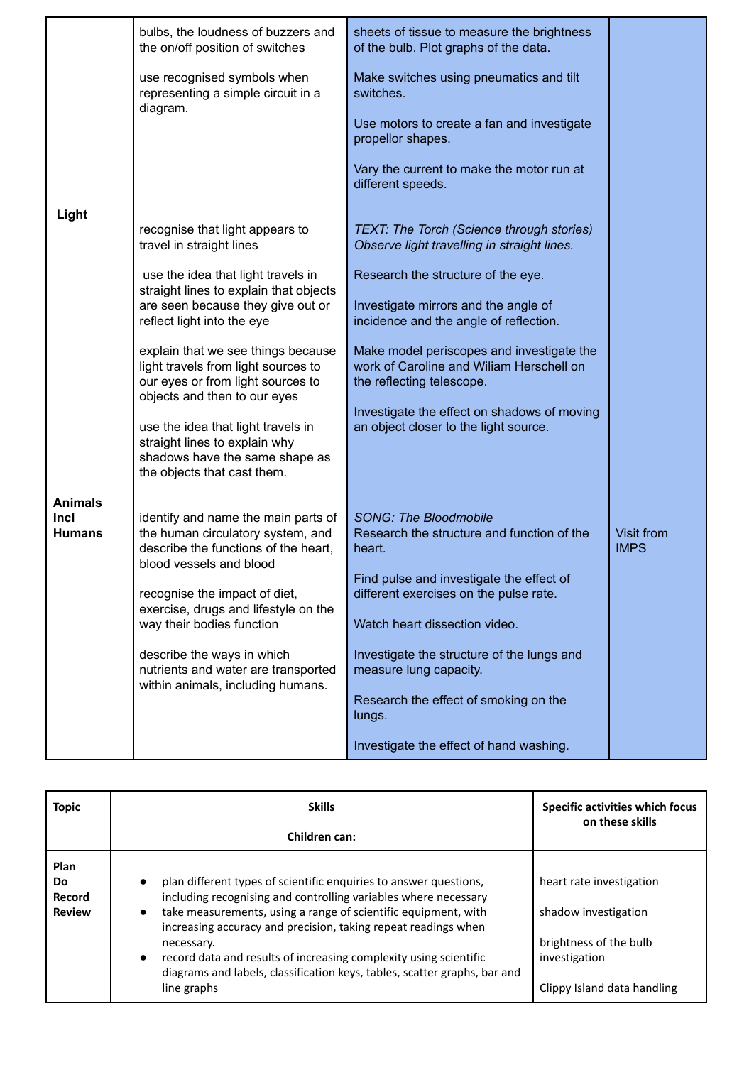| | | | |
|---|---|---|---|
| | bulbs, the loudness of buzzers and the on/off position of switches<br><br>use recognised symbols when representing a simple circuit in a diagram. | sheets of tissue to measure the brightness of the bulb. Plot graphs of the data.<br><br>Make switches using pneumatics and tilt switches.<br><br>Use motors to create a fan and investigate propellor shapes.<br><br>Vary the current to make the motor run at different speeds. | |
| **Light** | recognise that light appears to travel in straight lines<br><br>use the idea that light travels in straight lines to explain that objects are seen because they give out or reflect light into the eye<br><br>explain that we see things because light travels from light sources to our eyes or from light sources to objects and then to our eyes<br><br>use the idea that light travels in straight lines to explain why shadows have the same shape as the objects that cast them. | *TEXT: The Torch (Science through stories) Observe light travelling in straight lines.*<br><br>Research the structure of the eye.<br><br>Investigate mirrors and the angle of incidence and the angle of reflection.<br><br>Make model periscopes and investigate the work of Caroline and Wiliam Herschell on the reflecting telescope.<br><br>Investigate the effect on shadows of moving an object closer to the light source. | |
| **Animals Incl Humans** | identify and name the main parts of the human circulatory system, and describe the functions of the heart, blood vessels and blood<br><br>recognise the impact of diet, exercise, drugs and lifestyle on the way their bodies function<br><br>describe the ways in which nutrients and water are transported within animals, including humans. | *SONG: The Bloodmobile*<br>Research the structure and function of the heart.<br><br>Find pulse and investigate the effect of different exercises on the pulse rate.<br><br>Watch heart dissection video.<br><br>Investigate the structure of the lungs and measure lung capacity.<br><br>Research the effect of smoking on the lungs.<br><br>Investigate the effect of hand washing. | Visit from IMPS |

| **Topic** | **Skills**<br><br>**Children can:** | **Specific activities which focus on these skills** |
|---|---|---|
| **Plan Do Record Review** | • plan different types of scientific enquiries to answer questions, including recognising and controlling variables where necessary<br>• take measurements, using a range of scientific equipment, with increasing accuracy and precision, taking repeat readings when necessary.<br>• record data and results of increasing complexity using scientific diagrams and labels, classification keys, tables, scatter graphs, bar and line graphs | heart rate investigation<br><br>shadow investigation<br><br>brightness of the bulb investigation<br><br>Clippy Island data handling |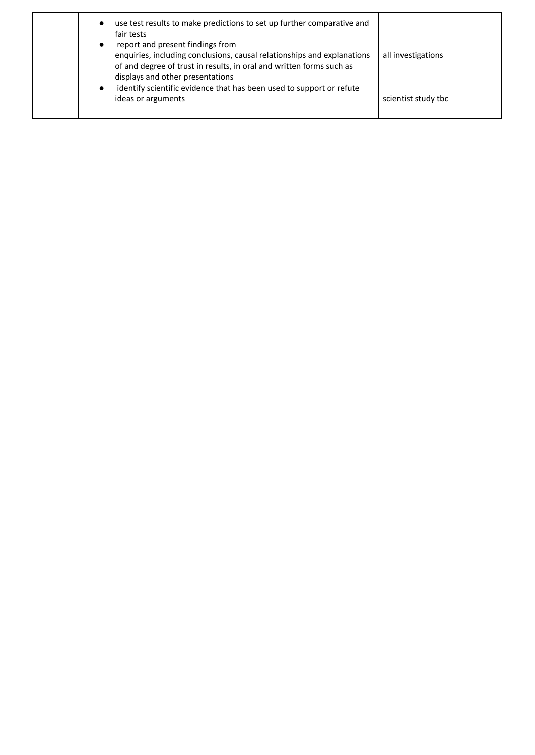| | | |
|---|---|---|
| | • use test results to make predictions to set up further comparative and fair tests<br>• report and present findings from enquiries, including conclusions, causal relationships and explanations of and degree of trust in results, in oral and written forms such as displays and other presentations<br>• identify scientific evidence that has been used to support or refute ideas or arguments | all investigations<br><br>scientist study tbc |